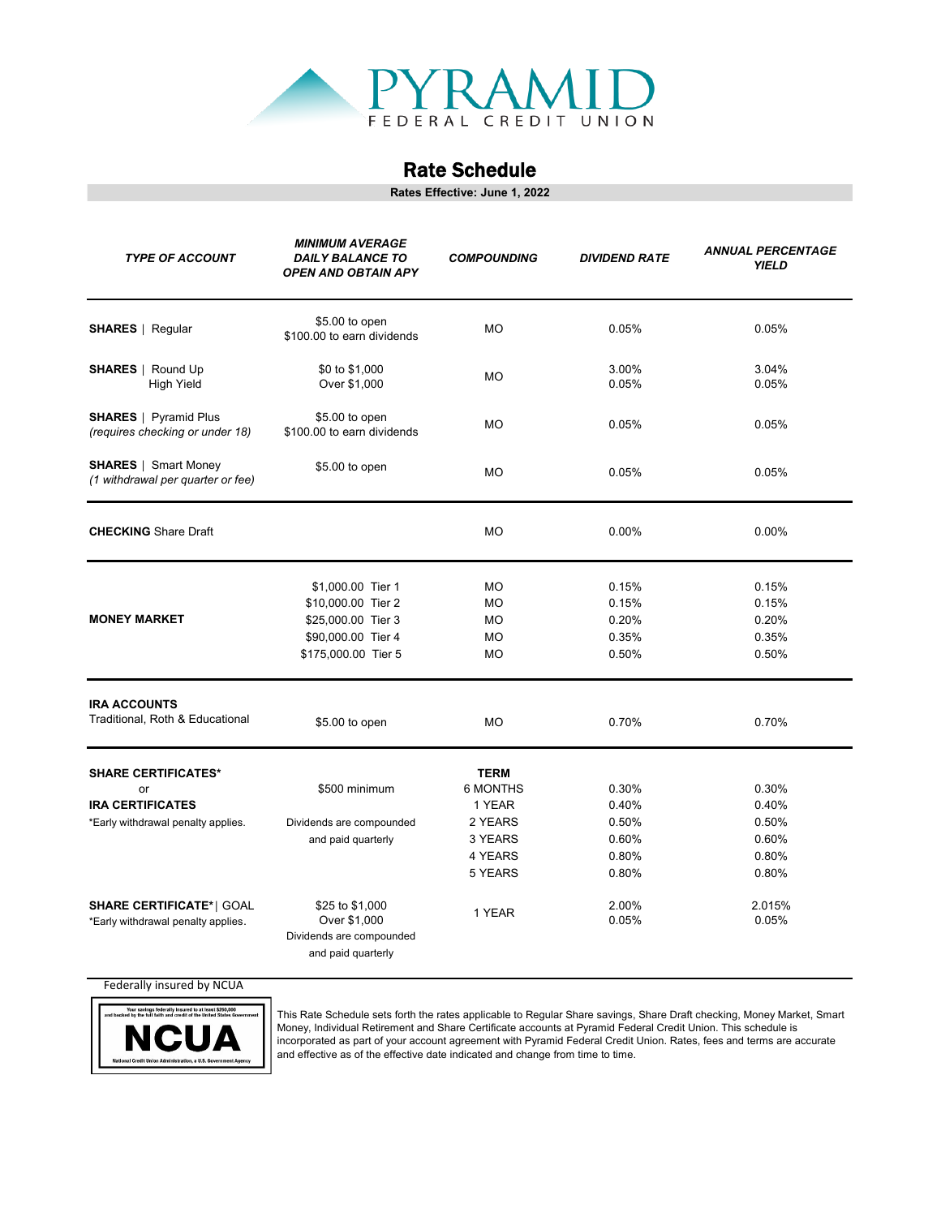# PYRAMID FEDERAL CREDIT UNION

## Rate Schedule

**Rates Effective: June 1, 2022**

| *TYPE OF ACCOUNT* | *MINIMUM AVERAGE DAILY BALANCE TO OPEN AND OBTAIN APY* | *COMPOUNDING* | *DIVIDEND RATE* | *ANNUAL PERCENTAGE YIELD* |
|---|---|---|---|---|
| **SHARES** \| Regular | $5.00 to open<br>$100.00 to earn dividends | MO | 0.05% | 0.05% |
| **SHARES** \| Round Up<br>High Yield | $0 to $1,000<br>Over $1,000 | MO | 3.00%<br>0.05% | 3.04%<br>0.05% |
| **SHARES** \| Pyramid Plus<br>*(requires checking or under 18)* | $5.00 to open<br>$100.00 to earn dividends | MO | 0.05% | 0.05% |
| **SHARES** \| Smart Money<br>*(1 withdrawal per quarter or fee)* | $5.00 to open | MO | 0.05% | 0.05% |
| **CHECKING** Share Draft | | MO | 0.00% | 0.00% |
| **MONEY MARKET** | $1,000.00 Tier 1<br>$10,000.00 Tier 2<br>$25,000.00 Tier 3<br>$90,000.00 Tier 4<br>$175,000.00 Tier 5 | MO<br>MO<br>MO<br>MO<br>MO | 0.15%<br>0.15%<br>0.20%<br>0.35%<br>0.50% | 0.15%<br>0.15%<br>0.20%<br>0.35%<br>0.50% |
| **IRA ACCOUNTS**<br>Traditional, Roth & Educational | $5.00 to open | MO | 0.70% | 0.70% |
| **SHARE CERTIFICATES***<br>or<br>**IRA CERTIFICATES**<br>*Early withdrawal penalty applies. | $500 minimum<br><br>Dividends are compounded and paid quarterly | **TERM**<br>6 MONTHS<br>1 YEAR<br>2 YEARS<br>3 YEARS<br>4 YEARS<br>5 YEARS | <br>0.30%<br>0.40%<br>0.50%<br>0.60%<br>0.80%<br>0.80% | <br>0.30%<br>0.40%<br>0.50%<br>0.60%<br>0.80%<br>0.80% |
| **SHARE CERTIFICATE*** \| GOAL<br>*Early withdrawal penalty applies. | $25 to $1,000<br>Over $1,000<br>Dividends are compounded and paid quarterly | 1 YEAR | 2.00%<br>0.05% | 2.015%<br>0.05% |

Federally insured by NCUA

Your savings federally insured to at least $250,000 and backed by the full faith and credit of the United States Government

NCUA

National Credit Union Administration, a U.S. Government Agency

This Rate Schedule sets forth the rates applicable to Regular Share savings, Share Draft checking, Money Market, Smart Money, Individual Retirement and Share Certificate accounts at Pyramid Federal Credit Union. This schedule is incorporated as part of your account agreement with Pyramid Federal Credit Union. Rates, fees and terms are accurate and effective as of the effective date indicated and change from time to time.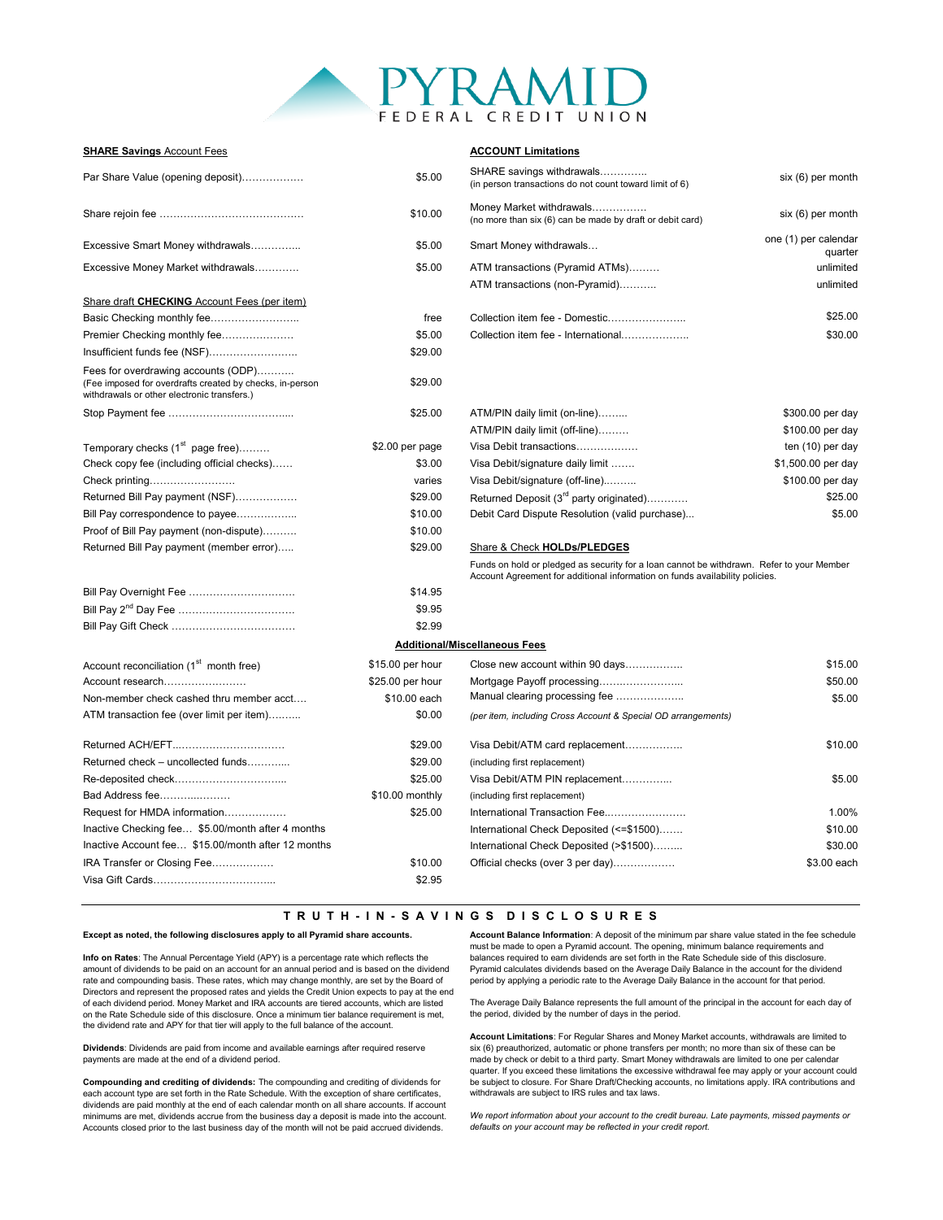# PYRAMID
FEDERAL CREDIT UNION

**SHARE Savings** Account Fees

| | |
|---|---|
| Par Share Value (opening deposit)……………… | $5.00 |
| Share rejoin fee …………………………………… | $10.00 |
| Excessive Smart Money withdrawals………….. | $5.00 |
| Excessive Money Market withdrawals………… | $5.00 |

Share draft **CHECKING** Account Fees (per item)

| | |
|---|---|
| Basic Checking monthly fee…………………….. | free |
| Premier Checking monthly fee………………… | $5.00 |
| Insufficient funds fee (NSF)…………………….. | $29.00 |
| Fees for overdrawing accounts (ODP)……….. (Fee imposed for overdrafts created by checks, in-person withdrawals or other electronic transfers.) | $29.00 |
| Stop Payment fee …………………………….... | $25.00 |
| Temporary checks (1st page free)……… | $2.00 per page |
| Check copy fee (including official checks)…… | $3.00 |
| Check printing……………………. | varies |
| Returned Bill Pay payment (NSF)……………… | $29.00 |
| Bill Pay correspondence to payee…………….. | $10.00 |
| Proof of Bill Pay payment (non-dispute)………. | $10.00 |
| Returned Bill Pay payment (member error)….. | $29.00 |
| Bill Pay Overnight Fee …………………………. | $14.95 |
| Bill Pay 2nd Day Fee ……………………………. | $9.95 |
| Bill Pay Gift Check ……………………………… | $2.99 |

**ACCOUNT Limitations**

| | |
|---|---|
| SHARE savings withdrawals…………. (in person transactions do not count toward limit of 6) | six (6) per month |
| Money Market withdrawals……………. (no more than six (6) can be made by draft or debit card) | six (6) per month |
| Smart Money withdrawals… | one (1) per calendar quarter |
| ATM transactions (Pyramid ATMs)……… | unlimited |
| ATM transactions (non-Pyramid)……….. | unlimited |
| Collection item fee - Domestic………………….. | $25.00 |
| Collection item fee - International……………….. | $30.00 |
| ATM/PIN daily limit (on-line)…….. | $300.00 per day |
| ATM/PIN daily limit (off-line)……… | $100.00 per day |
| Visa Debit transactions……………… | ten (10) per day |
| Visa Debit/signature daily limit ……. | $1,500.00 per day |
| Visa Debit/signature (off-line)………. | $100.00 per day |
| Returned Deposit (3rd party originated)……….. | $25.00 |
| Debit Card Dispute Resolution (valid purchase)... | $5.00 |

Share & Check **HOLDs/PLEDGES**

Funds on hold or pledged as security for a loan cannot be withdrawn. Refer to your Member Account Agreement for additional information on funds availability policies.

**Additional/Miscellaneous Fees**

| | |
|---|---|
| Account reconciliation (1st month free) | $15.00 per hour |
| Account research…………………… | $25.00 per hour |
| Non-member check cashed thru member acct…. | $10.00 each |
| ATM transaction fee (over limit per item)………. | $0.00 |
| Returned ACH/EFT…………………………… | $29.00 |
| Returned check – uncollected funds……….. | $29.00 |
| Re-deposited check………………………….. | $25.00 |
| Bad Address fee…………….…… | $10.00 monthly |
| Request for HMDA information……………… | $25.00 |
| Inactive Checking fee… $5.00/month after 4 months | |
| Inactive Account fee… $15.00/month after 12 months | |
| IRA Transfer or Closing Fee……………… | $10.00 |
| Visa Gift Cards…………………………….. | $2.95 |

| | |
|---|---|
| Close new account within 90 days…………….. | $15.00 |
| Mortgage Payoff processing…………………... | $50.00 |
| Manual clearing processing fee ………………. *(per item, including Cross Account & Special OD arrangements)* | $5.00 |
| Visa Debit/ATM card replacement…………….. (including first replacement) | $10.00 |
| Visa Debit/ATM PIN replacement………….. (including first replacement) | $5.00 |
| International Transaction Fee.………………….. | 1.00% |
| International Check Deposited (<=$1500)……. | $10.00 |
| International Check Deposited (>$1500)……... | $30.00 |
| Official checks (over 3 per day)……………… | $3.00 each |

## TRUTH-IN-SAVINGS DISCLOSURES

**Except as noted, the following disclosures apply to all Pyramid share accounts.**

**Info on Rates**: The Annual Percentage Yield (APY) is a percentage rate which reflects the amount of dividends to be paid on an account for an annual period and is based on the dividend rate and compounding basis. These rates, which may change monthly, are set by the Board of Directors and represent the proposed rates and yields the Credit Union expects to pay at the end of each dividend period. Money Market and IRA accounts are tiered accounts, which are listed on the Rate Schedule side of this disclosure. Once a minimum tier balance requirement is met, the dividend rate and APY for that tier will apply to the full balance of the account.

**Dividends**: Dividends are paid from income and available earnings after required reserve payments are made at the end of a dividend period.

**Compounding and crediting of dividends:** The compounding and crediting of dividends for each account type are set forth in the Rate Schedule. With the exception of share certificates, dividends are paid monthly at the end of each calendar month on all share accounts. If account minimums are met, dividends accrue from the business day a deposit is made into the account. Accounts closed prior to the last business day of the month will not be paid accrued dividends.

**Account Balance Information**: A deposit of the minimum par share value stated in the fee schedule must be made to open a Pyramid account. The opening, minimum balance requirements and balances required to earn dividends are set forth in the Rate Schedule side of this disclosure. Pyramid calculates dividends based on the Average Daily Balance in the account for the dividend period by applying a periodic rate to the Average Daily Balance in the account for that period.

The Average Daily Balance represents the full amount of the principal in the account for each day of the period, divided by the number of days in the period.

**Account Limitations**: For Regular Shares and Money Market accounts, withdrawals are limited to six (6) preauthorized, automatic or phone transfers per month; no more than six of these can be made by check or debit to a third party. Smart Money withdrawals are limited to one per calendar quarter. If you exceed these limitations the excessive withdrawal fee may apply or your account could be subject to closure. For Share Draft/Checking accounts, no limitations apply. IRA contributions and withdrawals are subject to IRS rules and tax laws.

*We report information about your account to the credit bureau. Late payments, missed payments or defaults on your account may be reflected in your credit report.*